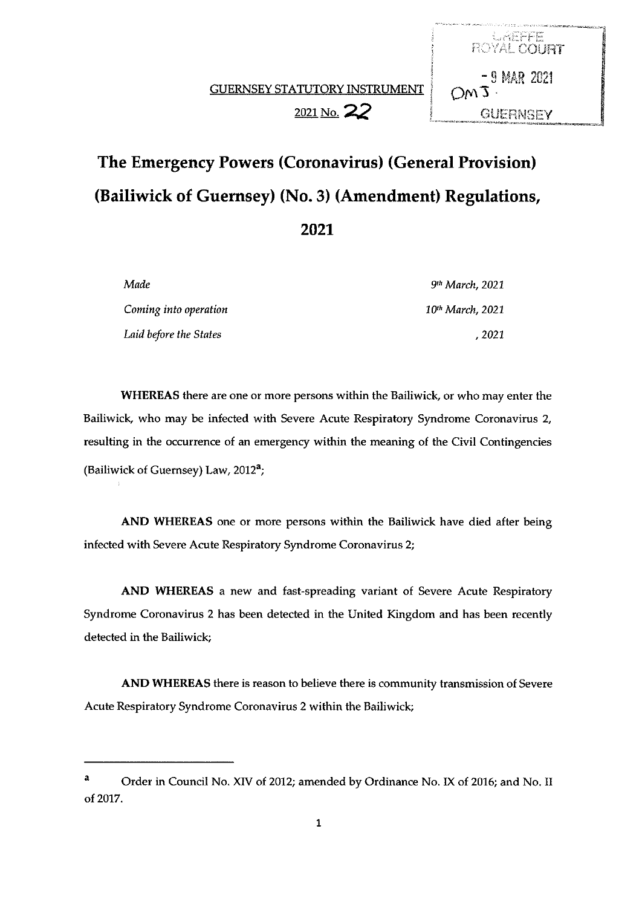GREFFE
ROYAL COURT
- 9 MAR 2021
OMJ
GUERNSEY

GUERNSEY STATUTORY INSTRUMENT

2021 No. 22

# The Emergency Powers (Coronavirus) (General Provision) (Bailiwick of Guernsey) (No. 3) (Amendment) Regulations, 2021

| | |
|---|---|
| *Made* | *9th March, 2021* |
| *Coming into operation* | *10th March, 2021* |
| *Laid before the States* | *, 2021* |

**WHEREAS** there are one or more persons within the Bailiwick, or who may enter the Bailiwick, who may be infected with Severe Acute Respiratory Syndrome Coronavirus 2, resulting in the occurrence of an emergency within the meaning of the Civil Contingencies (Bailiwick of Guernsey) Law, 2012[a];

**AND WHEREAS** one or more persons within the Bailiwick have died after being infected with Severe Acute Respiratory Syndrome Coronavirus 2;

**AND WHEREAS** a new and fast-spreading variant of Severe Acute Respiratory Syndrome Coronavirus 2 has been detected in the United Kingdom and has been recently detected in the Bailiwick;

**AND WHEREAS** there is reason to believe there is community transmission of Severe Acute Respiratory Syndrome Coronavirus 2 within the Bailiwick;

---

[a] Order in Council No. XIV of 2012; amended by Ordinance No. IX of 2016; and No. II of 2017.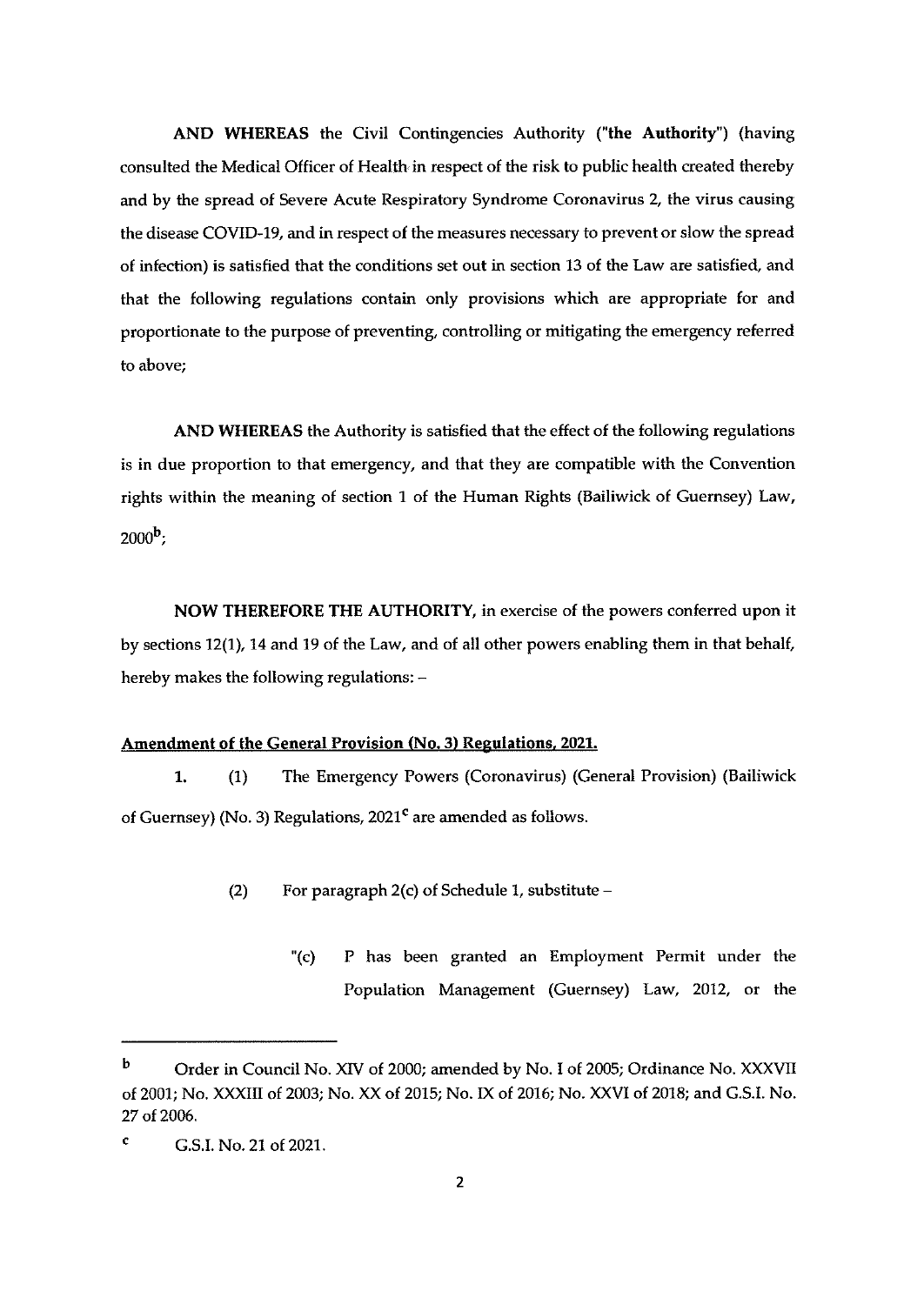**AND WHEREAS** the Civil Contingencies Authority (**"the Authority"**) (having consulted the Medical Officer of Health in respect of the risk to public health created thereby and by the spread of Severe Acute Respiratory Syndrome Coronavirus 2, the virus causing the disease COVID-19, and in respect of the measures necessary to prevent or slow the spread of infection) is satisfied that the conditions set out in section 13 of the Law are satisfied, and that the following regulations contain only provisions which are appropriate for and proportionate to the purpose of preventing, controlling or mitigating the emergency referred to above;

**AND WHEREAS** the Authority is satisfied that the effect of the following regulations is in due proportion to that emergency, and that they are compatible with the Convention rights within the meaning of section 1 of the Human Rights (Bailiwick of Guernsey) Law, 2000[b];

**NOW THEREFORE THE AUTHORITY,** in exercise of the powers conferred upon it by sections 12(1), 14 and 19 of the Law, and of all other powers enabling them in that behalf, hereby makes the following regulations: –

**Amendment of the General Provision (No. 3) Regulations, 2021.**

**1.** (1) The Emergency Powers (Coronavirus) (General Provision) (Bailiwick of Guernsey) (No. 3) Regulations, 2021[c] are amended as follows.

(2) For paragraph 2(c) of Schedule 1, substitute –

"(c) P has been granted an Employment Permit under the Population Management (Guernsey) Law, 2012, or the

---

[b] Order in Council No. XIV of 2000; amended by No. I of 2005; Ordinance No. XXXVII of 2001; No. XXXIII of 2003; No. XX of 2015; No. IX of 2016; No. XXVI of 2018; and G.S.I. No. 27 of 2006.

[c] G.S.I. No. 21 of 2021.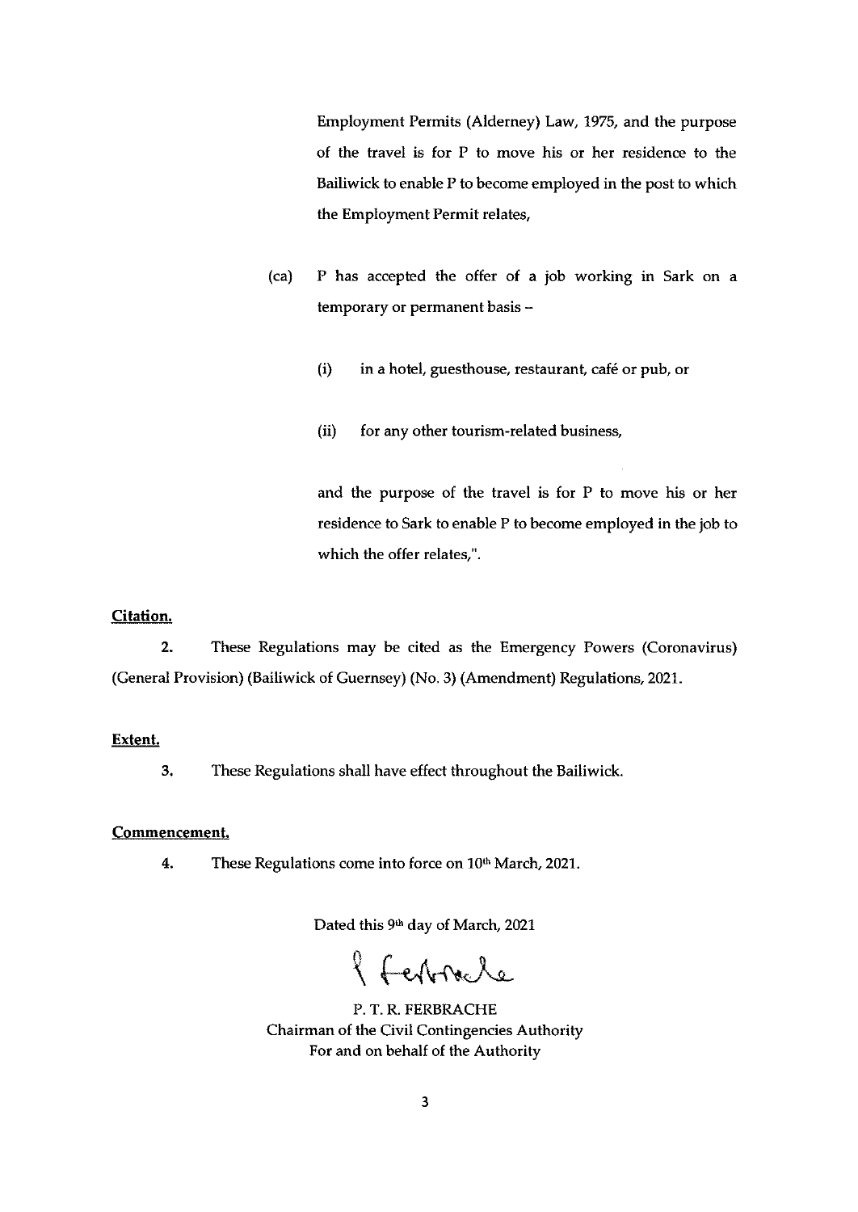Employment Permits (Alderney) Law, 1975, and the purpose of the travel is for P to move his or her residence to the Bailiwick to enable P to become employed in the post to which the Employment Permit relates,

(ca) P has accepted the offer of a job working in Sark on a temporary or permanent basis –

(i) in a hotel, guesthouse, restaurant, café or pub, or

(ii) for any other tourism-related business,

and the purpose of the travel is for P to move his or her residence to Sark to enable P to become employed in the job to which the offer relates,".

**Citation.**

2. These Regulations may be cited as the Emergency Powers (Coronavirus) (General Provision) (Bailiwick of Guernsey) (No. 3) (Amendment) Regulations, 2021.

**Extent.**

3. These Regulations shall have effect throughout the Bailiwick.

**Commencement.**

4. These Regulations come into force on 10th March, 2021.

Dated this 9th day of March, 2021

P. T. R. FERBRACHE
Chairman of the Civil Contingencies Authority
For and on behalf of the Authority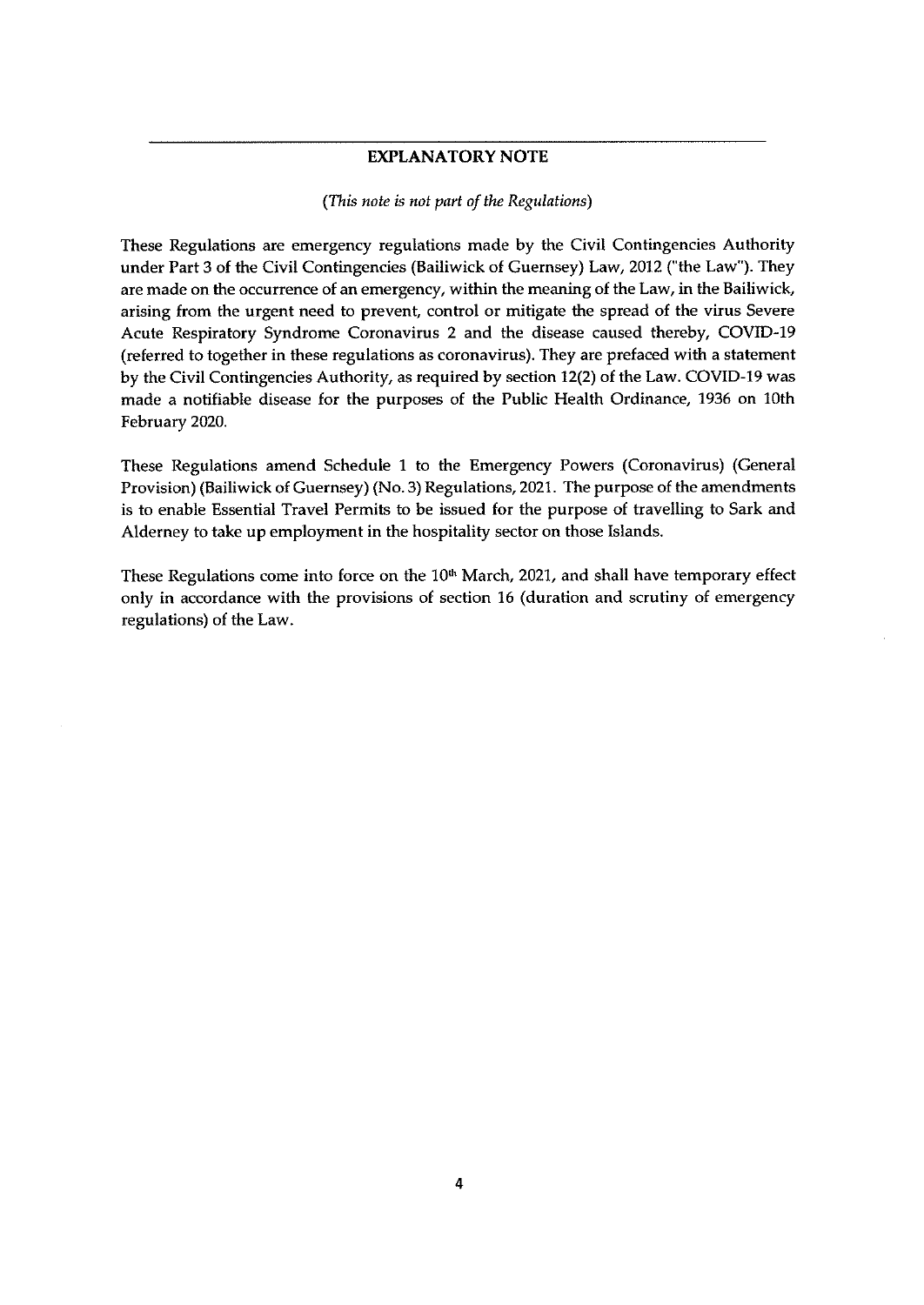## EXPLANATORY NOTE

*(This note is not part of the Regulations)*

These Regulations are emergency regulations made by the Civil Contingencies Authority under Part 3 of the Civil Contingencies (Bailiwick of Guernsey) Law, 2012 ("the Law"). They are made on the occurrence of an emergency, within the meaning of the Law, in the Bailiwick, arising from the urgent need to prevent, control or mitigate the spread of the virus Severe Acute Respiratory Syndrome Coronavirus 2 and the disease caused thereby, COVID-19 (referred to together in these regulations as coronavirus). They are prefaced with a statement by the Civil Contingencies Authority, as required by section 12(2) of the Law. COVID-19 was made a notifiable disease for the purposes of the Public Health Ordinance, 1936 on 10th February 2020.

These Regulations amend Schedule 1 to the Emergency Powers (Coronavirus) (General Provision) (Bailiwick of Guernsey) (No. 3) Regulations, 2021. The purpose of the amendments is to enable Essential Travel Permits to be issued for the purpose of travelling to Sark and Alderney to take up employment in the hospitality sector on those Islands.

These Regulations come into force on the 10th March, 2021, and shall have temporary effect only in accordance with the provisions of section 16 (duration and scrutiny of emergency regulations) of the Law.